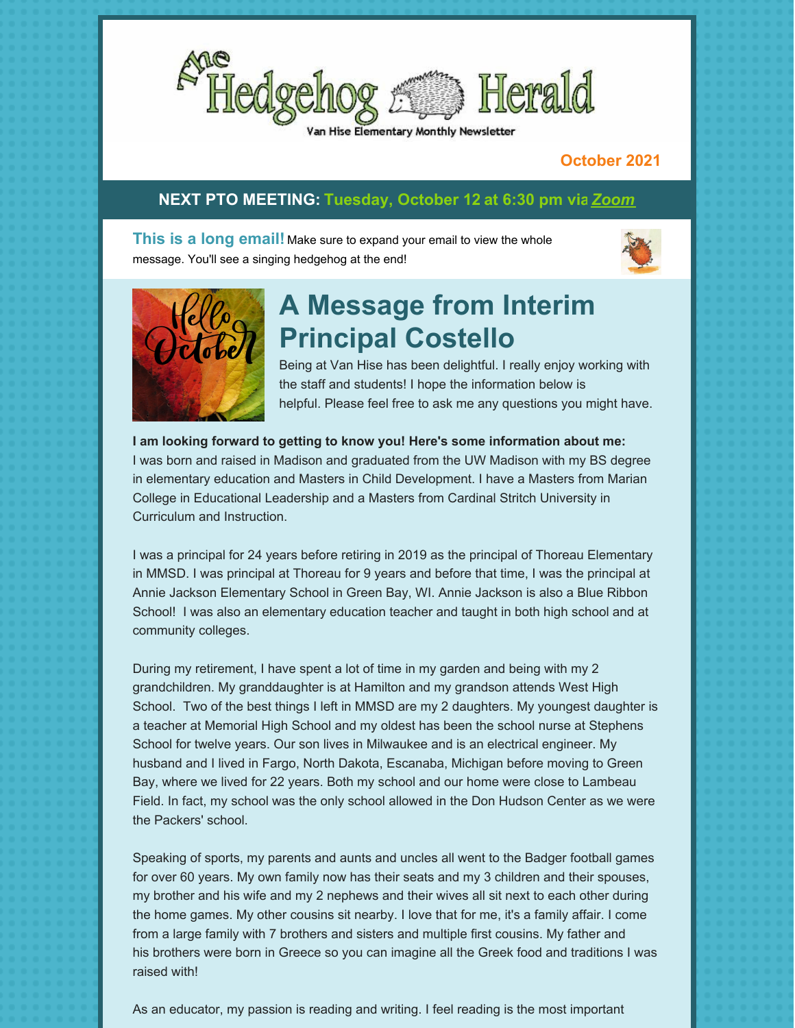# The Hedgehog Herald

Van Hise Elementary Monthly Newsletter

**October 2021**

**NEXT PTO MEETING: Tuesday, October 12 at 6:30 pm via *Zoom***

**This is a long email!** Make sure to expand your email to view the whole message. You'll see a singing hedgehog at the end!

## A Message from Interim Principal Costello

Being at Van Hise has been delightful. I really enjoy working with the staff and students! I hope the information below is helpful. Please feel free to ask me any questions you might have.

**I am looking forward to getting to know you! Here's some information about me:**
I was born and raised in Madison and graduated from the UW Madison with my BS degree in elementary education and Masters in Child Development. I have a Masters from Marian College in Educational Leadership and a Masters from Cardinal Stritch University in Curriculum and Instruction.

I was a principal for 24 years before retiring in 2019 as the principal of Thoreau Elementary in MMSD. I was principal at Thoreau for 9 years and before that time, I was the principal at Annie Jackson Elementary School in Green Bay, WI. Annie Jackson is also a Blue Ribbon School! I was also an elementary education teacher and taught in both high school and at community colleges.

During my retirement, I have spent a lot of time in my garden and being with my 2 grandchildren. My granddaughter is at Hamilton and my grandson attends West High School. Two of the best things I left in MMSD are my 2 daughters. My youngest daughter is a teacher at Memorial High School and my oldest has been the school nurse at Stephens School for twelve years. Our son lives in Milwaukee and is an electrical engineer. My husband and I lived in Fargo, North Dakota, Escanaba, Michigan before moving to Green Bay, where we lived for 22 years. Both my school and our home were close to Lambeau Field. In fact, my school was the only school allowed in the Don Hudson Center as we were the Packers' school.

Speaking of sports, my parents and aunts and uncles all went to the Badger football games for over 60 years. My own family now has their seats and my 3 children and their spouses, my brother and his wife and my 2 nephews and their wives all sit next to each other during the home games. My other cousins sit nearby. I love that for me, it's a family affair. I come from a large family with 7 brothers and sisters and multiple first cousins. My father and his brothers were born in Greece so you can imagine all the Greek food and traditions I was raised with!

As an educator, my passion is reading and writing. I feel reading is the most important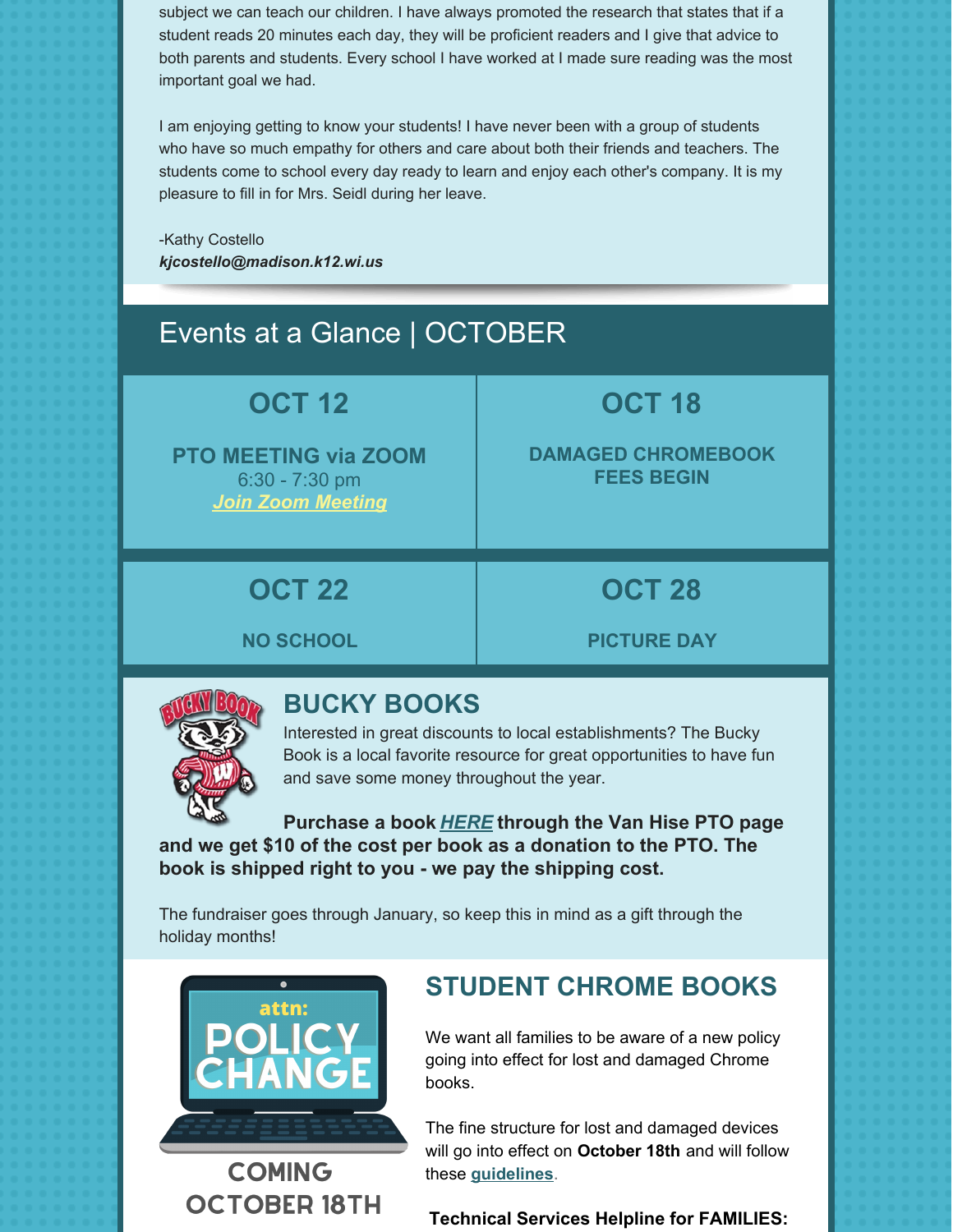subject we can teach our children. I have always promoted the research that states that if a student reads 20 minutes each day, they will be proficient readers and I give that advice to both parents and students. Every school I have worked at I made sure reading was the most important goal we had.

I am enjoying getting to know your students! I have never been with a group of students who have so much empathy for others and care about both their friends and teachers. The students come to school every day ready to learn and enjoy each other's company. It is my pleasure to fill in for Mrs. Seidl during her leave.

-Kathy Costello
***kjcostello@madison.k12.wi.us***

## Events at a Glance | OCTOBER

| OCT 12 | OCT 18 |
|---|---|
| **PTO MEETING via ZOOM** 6:30 - 7:30 pm ***Join Zoom Meeting*** | **DAMAGED CHROMEBOOK FEES BEGIN** |
| **OCT 22** | **OCT 28** |
| **NO SCHOOL** | **PICTURE DAY** |

## BUCKY BOOKS

Interested in great discounts to local establishments? The Bucky Book is a local favorite resource for great opportunities to have fun and save some money throughout the year.

**Purchase a book *HERE* through the Van Hise PTO page and we get $10 of the cost per book as a donation to the PTO. The book is shipped right to you - we pay the shipping cost.**

The fundraiser goes through January, so keep this in mind as a gift through the holiday months!

attn: POLICY CHANGE

COMING OCTOBER 18TH

## STUDENT CHROME BOOKS

We want all families to be aware of a new policy going into effect for lost and damaged Chrome books.

The fine structure for lost and damaged devices will go into effect on **October 18th** and will follow these **guidelines**.

**Technical Services Helpline for FAMILIES:**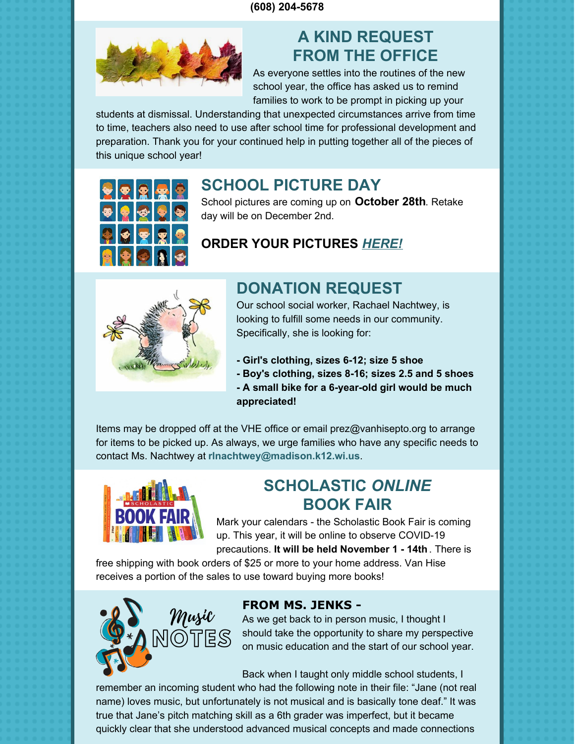**(608) 204-5678**

## A KIND REQUEST FROM THE OFFICE

As everyone settles into the routines of the new school year, the office has asked us to remind families to work to be prompt in picking up your students at dismissal. Understanding that unexpected circumstances arrive from time to time, teachers also need to use after school time for professional development and preparation. Thank you for your continued help in putting together all of the pieces of this unique school year!

## SCHOOL PICTURE DAY

School pictures are coming up on **October 28th**. Retake day will be on December 2nd.

### ORDER YOUR PICTURES ***HERE!***

## DONATION REQUEST

Our school social worker, Rachael Nachtwey, is looking to fulfill some needs in our community. Specifically, she is looking for:

**- Girl's clothing, sizes 6-12; size 5 shoe**
**- Boy's clothing, sizes 8-16; sizes 2.5 and 5 shoes**
**- A small bike for a 6-year-old girl would be much appreciated!**

Items may be dropped off at the VHE office or email prez@vanhisepto.org to arrange for items to be picked up. As always, we urge families who have any specific needs to contact Ms. Nachtwey at **rlnachtwey@madison.k12.wi.us**.

## SCHOLASTIC *ONLINE* BOOK FAIR

Mark your calendars - the Scholastic Book Fair is coming up. This year, it will be online to observe COVID-19 precautions. **It will be held November 1 - 14th**. There is free shipping with book orders of $25 or more to your home address. Van Hise receives a portion of the sales to use toward buying more books!

### FROM MS. JENKS -

As we get back to in person music, I thought I should take the opportunity to share my perspective on music education and the start of our school year.

Back when I taught only middle school students, I remember an incoming student who had the following note in their file: "Jane (not real name) loves music, but unfortunately is not musical and is basically tone deaf." It was true that Jane's pitch matching skill as a 6th grader was imperfect, but it became quickly clear that she understood advanced musical concepts and made connections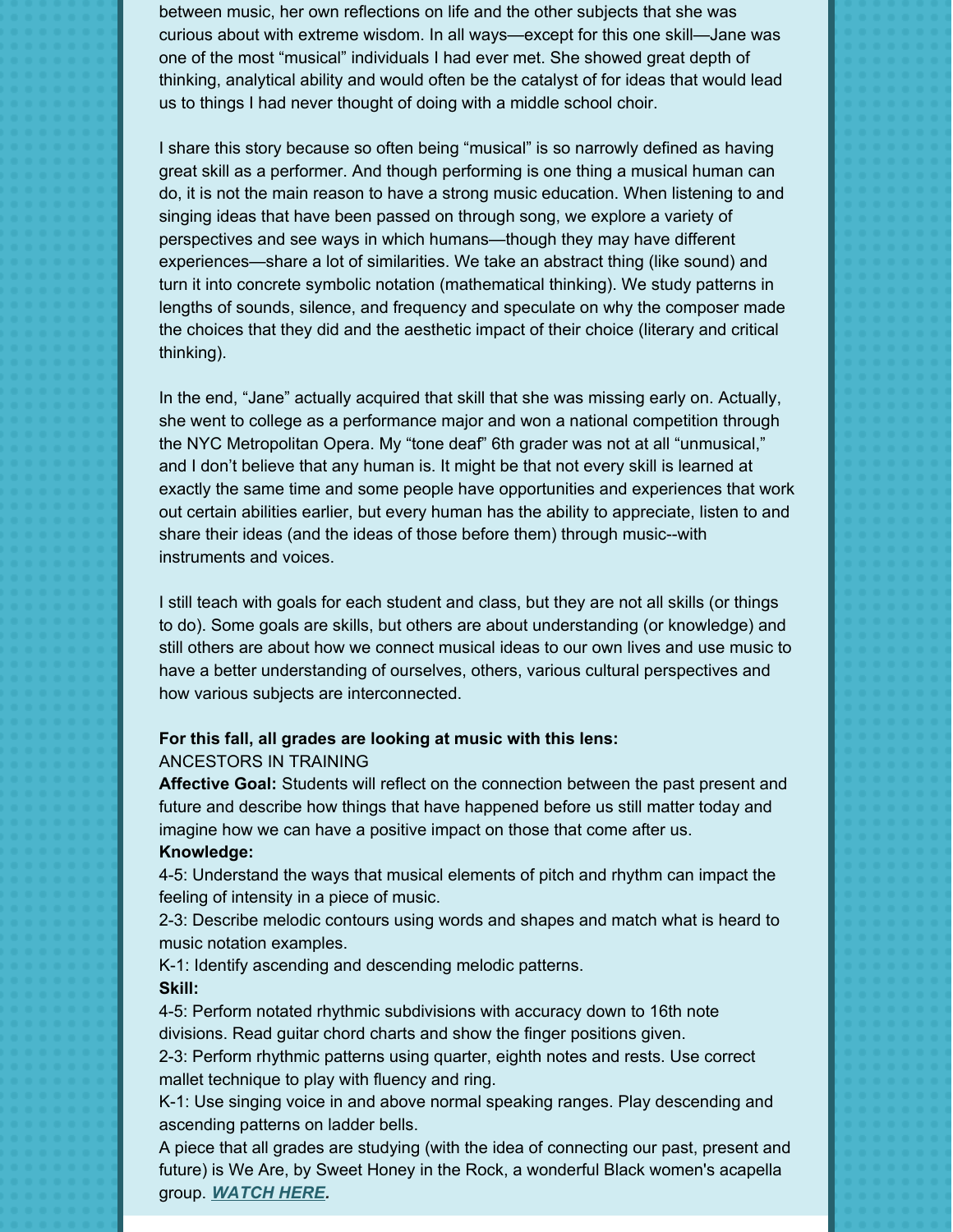between music, her own reflections on life and the other subjects that she was curious about with extreme wisdom. In all ways—except for this one skill—Jane was one of the most "musical" individuals I had ever met. She showed great depth of thinking, analytical ability and would often be the catalyst of for ideas that would lead us to things I had never thought of doing with a middle school choir.

I share this story because so often being "musical" is so narrowly defined as having great skill as a performer. And though performing is one thing a musical human can do, it is not the main reason to have a strong music education. When listening to and singing ideas that have been passed on through song, we explore a variety of perspectives and see ways in which humans—though they may have different experiences—share a lot of similarities. We take an abstract thing (like sound) and turn it into concrete symbolic notation (mathematical thinking). We study patterns in lengths of sounds, silence, and frequency and speculate on why the composer made the choices that they did and the aesthetic impact of their choice (literary and critical thinking).

In the end, "Jane" actually acquired that skill that she was missing early on. Actually, she went to college as a performance major and won a national competition through the NYC Metropolitan Opera. My "tone deaf" 6th grader was not at all "unmusical," and I don't believe that any human is. It might be that not every skill is learned at exactly the same time and some people have opportunities and experiences that work out certain abilities earlier, but every human has the ability to appreciate, listen to and share their ideas (and the ideas of those before them) through music--with instruments and voices.

I still teach with goals for each student and class, but they are not all skills (or things to do). Some goals are skills, but others are about understanding (or knowledge) and still others are about how we connect musical ideas to our own lives and use music to have a better understanding of ourselves, others, various cultural perspectives and how various subjects are interconnected.

**For this fall, all grades are looking at music with this lens:**
ANCESTORS IN TRAINING
**Affective Goal:** Students will reflect on the connection between the past present and future and describe how things that have happened before us still matter today and imagine how we can have a positive impact on those that come after us.
**Knowledge:**
4-5: Understand the ways that musical elements of pitch and rhythm can impact the feeling of intensity in a piece of music.
2-3: Describe melodic contours using words and shapes and match what is heard to music notation examples.
K-1: Identify ascending and descending melodic patterns.
**Skill:**
4-5: Perform notated rhythmic subdivisions with accuracy down to 16th note divisions. Read guitar chord charts and show the finger positions given.
2-3: Perform rhythmic patterns using quarter, eighth notes and rests. Use correct mallet technique to play with fluency and ring.
K-1: Use singing voice in and above normal speaking ranges. Play descending and ascending patterns on ladder bells.
A piece that all grades are studying (with the idea of connecting our past, present and future) is We Are, by Sweet Honey in the Rock, a wonderful Black women's acapella group. ***WATCH HERE.***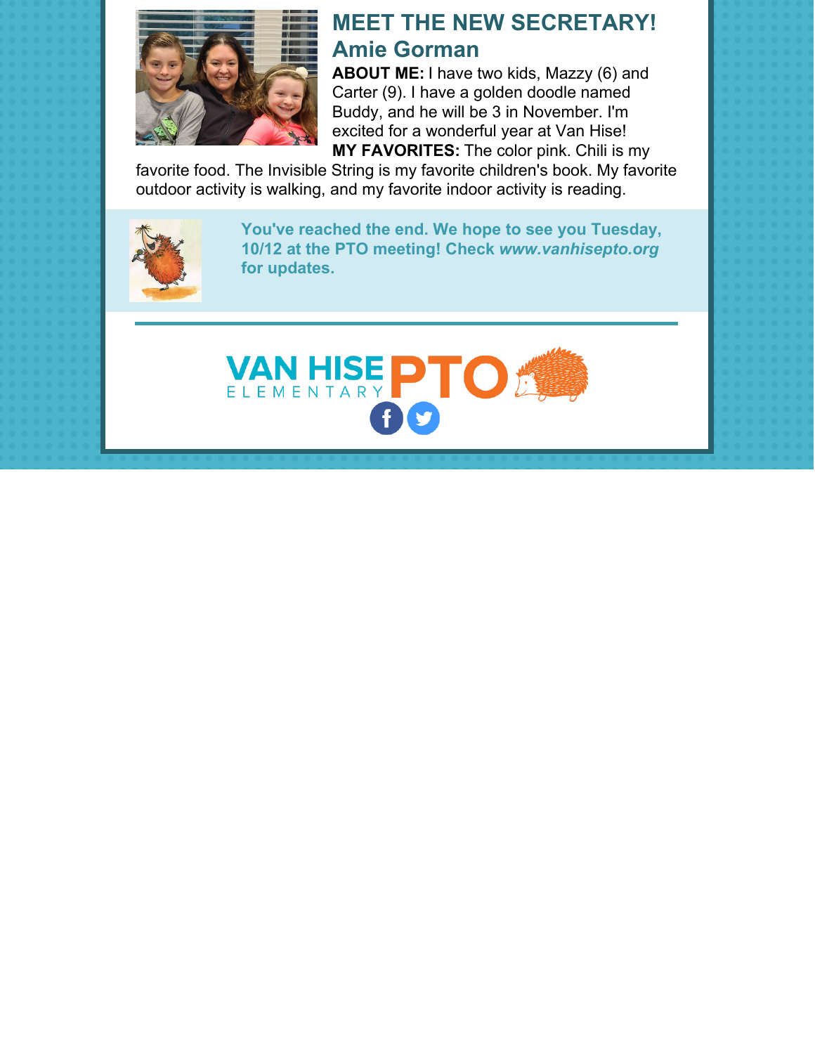## MEET THE NEW SECRETARY!
## Amie Gorman

**ABOUT ME:** I have two kids, Mazzy (6) and Carter (9). I have a golden doodle named Buddy, and he will be 3 in November. I'm excited for a wonderful year at Van Hise!

**MY FAVORITES:** The color pink. Chili is my favorite food. The Invisible String is my favorite children's book. My favorite outdoor activity is walking, and my favorite indoor activity is reading.

**You've reached the end. We hope to see you Tuesday, 10/12 at the PTO meeting! Check *www.vanhisepto.org* for updates.**

---

VAN HISE ELEMENTARY PTO